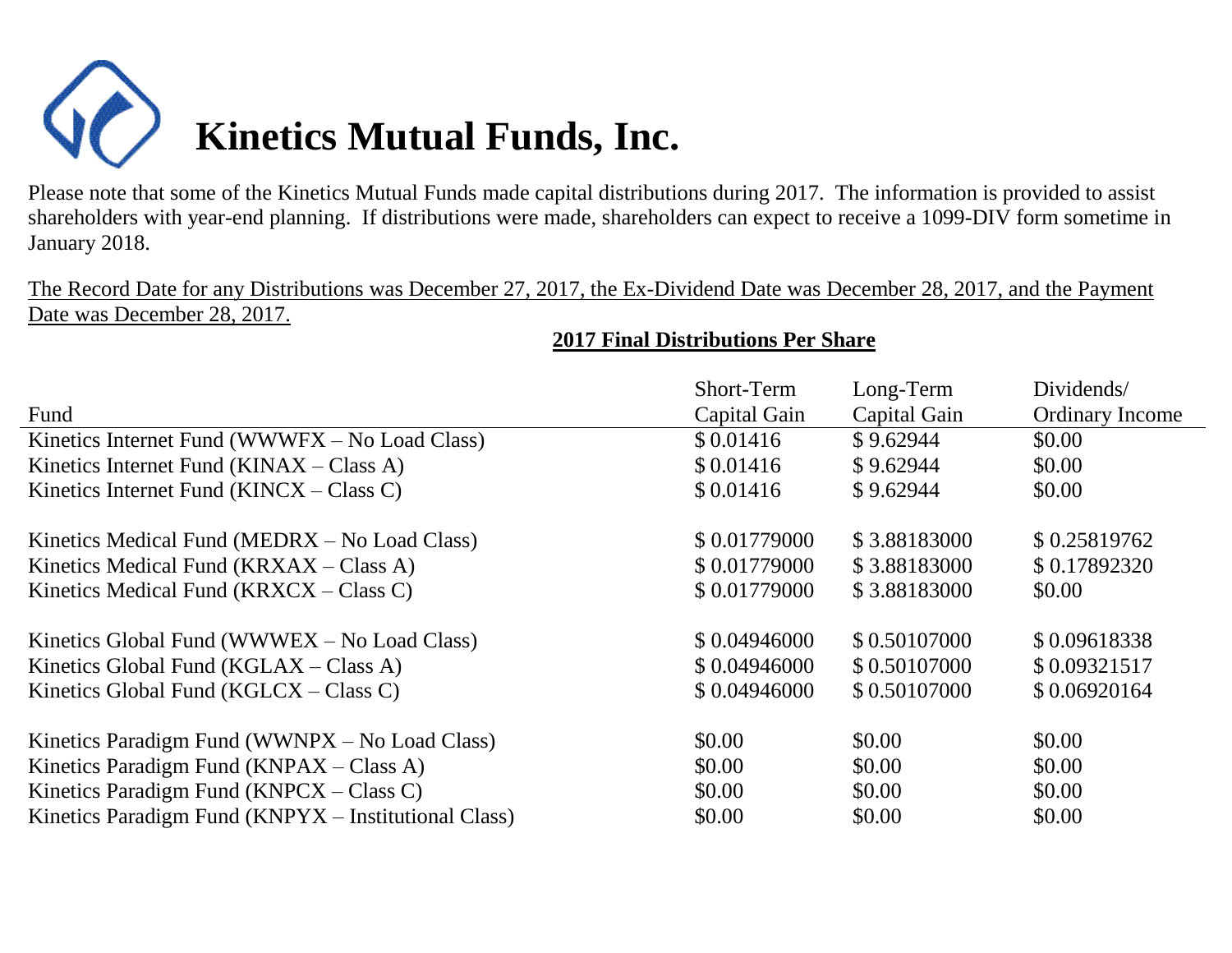# Kinetics Mutual Funds, Inc.

Please note that some of the Kinetics Mutual Funds made capital distributions during 2017. The information is provided to assist shareholders with year-end planning. If distributions were made, shareholders can expect to receive a 1099-DIV form sometime in January 2018.

The Record Date for any Distributions was December 27, 2017, the Ex-Dividend Date was December 28, 2017, and the Payment Date was December 28, 2017.

**2017 Final Distributions Per Share**

| Fund | Short-Term Capital Gain | Long-Term Capital Gain | Dividends/ Ordinary Income |
|---|---|---|---|
| Kinetics Internet Fund (WWWFX – No Load Class) | $ 0.01416 | $ 9.62944 | $0.00 |
| Kinetics Internet Fund (KINAX – Class A) | $ 0.01416 | $ 9.62944 | $0.00 |
| Kinetics Internet Fund (KINCX – Class C) | $ 0.01416 | $ 9.62944 | $0.00 |
| Kinetics Medical Fund (MEDRX – No Load Class) | $ 0.01779000 | $ 3.88183000 | $ 0.25819762 |
| Kinetics Medical Fund (KRXAX – Class A) | $ 0.01779000 | $ 3.88183000 | $ 0.17892320 |
| Kinetics Medical Fund (KRXCX – Class C) | $ 0.01779000 | $ 3.88183000 | $0.00 |
| Kinetics Global Fund (WWWEX – No Load Class) | $ 0.04946000 | $ 0.50107000 | $ 0.09618338 |
| Kinetics Global Fund (KGLAX – Class A) | $ 0.04946000 | $ 0.50107000 | $ 0.09321517 |
| Kinetics Global Fund (KGLCX – Class C) | $ 0.04946000 | $ 0.50107000 | $ 0.06920164 |
| Kinetics Paradigm Fund (WWNPX – No Load Class) | $0.00 | $0.00 | $0.00 |
| Kinetics Paradigm Fund (KNPAX – Class A) | $0.00 | $0.00 | $0.00 |
| Kinetics Paradigm Fund (KNPCX – Class C) | $0.00 | $0.00 | $0.00 |
| Kinetics Paradigm Fund (KNPYX – Institutional Class) | $0.00 | $0.00 | $0.00 |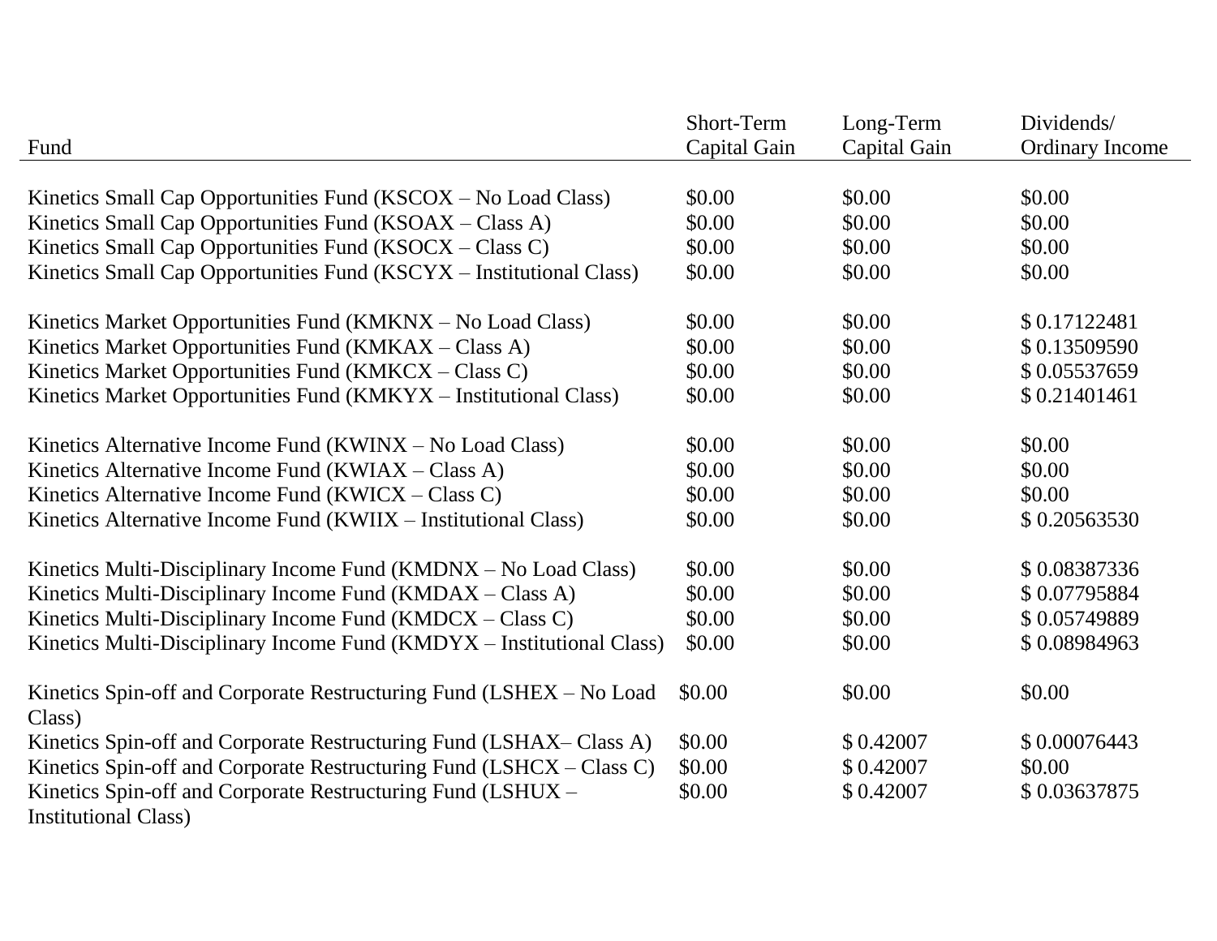| Fund | Short-Term Capital Gain | Long-Term Capital Gain | Dividends/ Ordinary Income |
|---|---|---|---|
| Kinetics Small Cap Opportunities Fund (KSCOX – No Load Class) | $0.00 | $0.00 | $0.00 |
| Kinetics Small Cap Opportunities Fund (KSOAX – Class A) | $0.00 | $0.00 | $0.00 |
| Kinetics Small Cap Opportunities Fund (KSOCX – Class C) | $0.00 | $0.00 | $0.00 |
| Kinetics Small Cap Opportunities Fund (KSCYX – Institutional Class) | $0.00 | $0.00 | $0.00 |
| Kinetics Market Opportunities Fund (KMKNX – No Load Class) | $0.00 | $0.00 | $ 0.17122481 |
| Kinetics Market Opportunities Fund (KMKAX – Class A) | $0.00 | $0.00 | $ 0.13509590 |
| Kinetics Market Opportunities Fund (KMKCX – Class C) | $0.00 | $0.00 | $ 0.05537659 |
| Kinetics Market Opportunities Fund (KMKYX – Institutional Class) | $0.00 | $0.00 | $ 0.21401461 |
| Kinetics Alternative Income Fund (KWINX – No Load Class) | $0.00 | $0.00 | $0.00 |
| Kinetics Alternative Income Fund (KWIAX – Class A) | $0.00 | $0.00 | $0.00 |
| Kinetics Alternative Income Fund (KWICX – Class C) | $0.00 | $0.00 | $0.00 |
| Kinetics Alternative Income Fund (KWIIX – Institutional Class) | $0.00 | $0.00 | $ 0.20563530 |
| Kinetics Multi-Disciplinary Income Fund (KMDNX – No Load Class) | $0.00 | $0.00 | $ 0.08387336 |
| Kinetics Multi-Disciplinary Income Fund (KMDAX – Class A) | $0.00 | $0.00 | $ 0.07795884 |
| Kinetics Multi-Disciplinary Income Fund (KMDCX – Class C) | $0.00 | $0.00 | $ 0.05749889 |
| Kinetics Multi-Disciplinary Income Fund (KMDYX – Institutional Class) | $0.00 | $0.00 | $ 0.08984963 |
| Kinetics Spin-off and Corporate Restructuring Fund (LSHEX – No Load Class) | $0.00 | $0.00 | $0.00 |
| Kinetics Spin-off and Corporate Restructuring Fund (LSHAX– Class A) | $0.00 | $ 0.42007 | $ 0.00076443 |
| Kinetics Spin-off and Corporate Restructuring Fund (LSHCX – Class C) | $0.00 | $ 0.42007 | $0.00 |
| Kinetics Spin-off and Corporate Restructuring Fund (LSHUX – Institutional Class) | $0.00 | $ 0.42007 | $ 0.03637875 |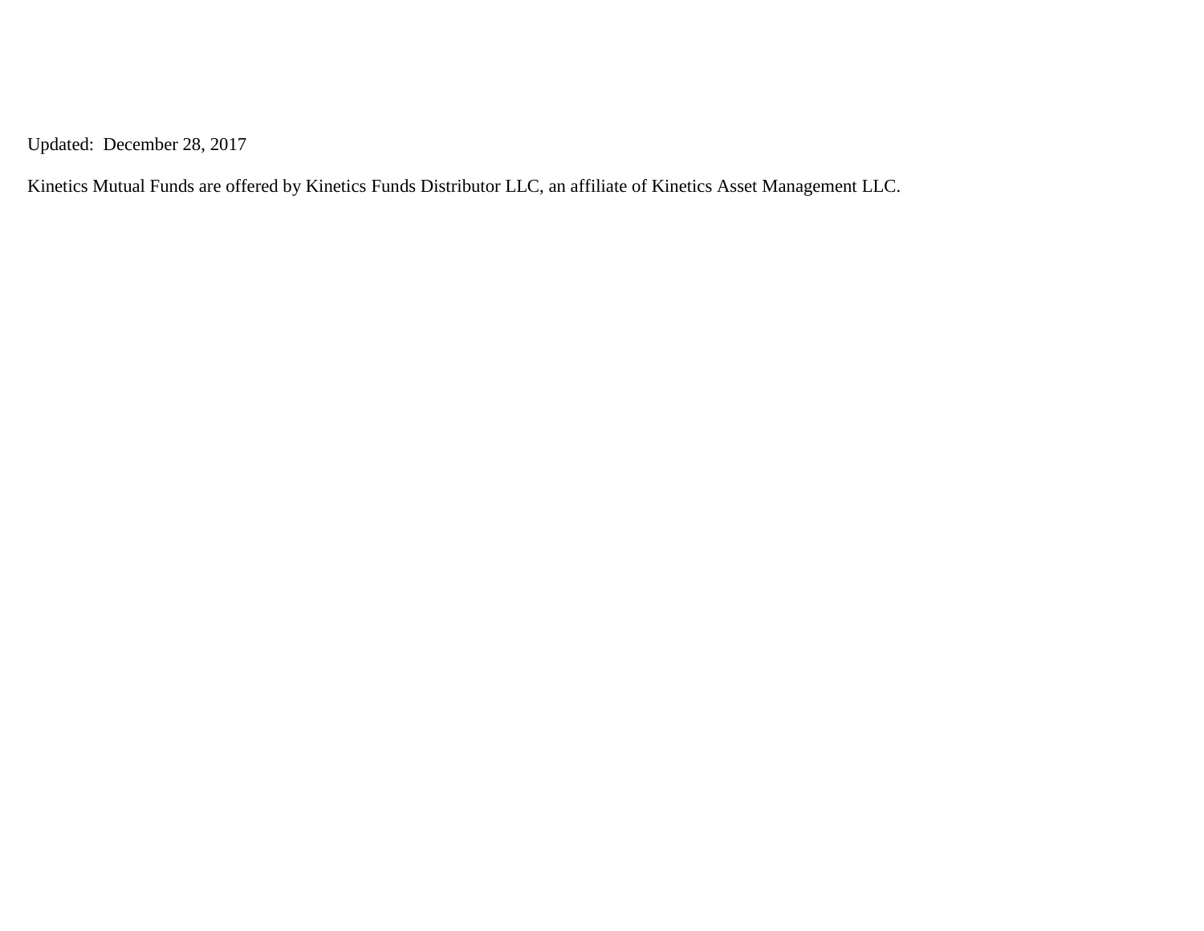Updated: December 28, 2017

Kinetics Mutual Funds are offered by Kinetics Funds Distributor LLC, an affiliate of Kinetics Asset Management LLC.